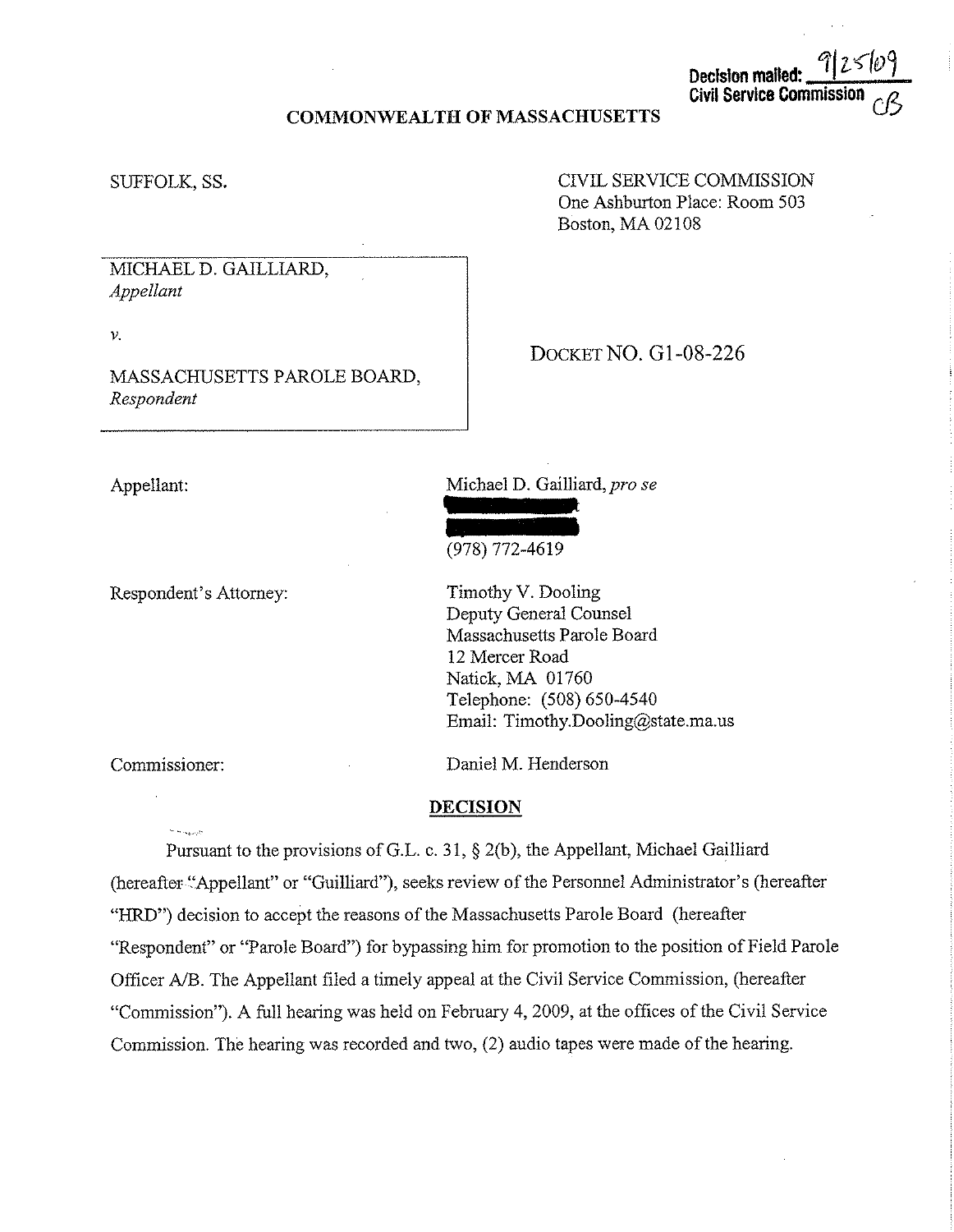Decision mailed: 9/25/09
Civil Service Commission CB

**COMMONWEALTH OF MASSACHUSETTS**

SUFFOLK, SS.

CIVIL SERVICE COMMISSION
One Ashburton Place: Room 503
Boston, MA 02108

MICHAEL D. GAILLIARD,
*Appellant*

*v.*

MASSACHUSETTS PAROLE BOARD,
*Respondent*

DOCKET NO. G1-08-226

Appellant: Michael D. Gailliard, *pro se*
(978) 772-4619

Respondent's Attorney: Timothy V. Dooling
Deputy General Counsel
Massachusetts Parole Board
12 Mercer Road
Natick, MA 01760
Telephone: (508) 650-4540
Email: Timothy.Dooling@state.ma.us

Commissioner: Daniel M. Henderson

## DECISION

Pursuant to the provisions of G.L. c. 31, § 2(b), the Appellant, Michael Gailliard (hereafter "Appellant" or "Guilliard"), seeks review of the Personnel Administrator's (hereafter "HRD") decision to accept the reasons of the Massachusetts Parole Board (hereafter "Respondent" or "Parole Board") for bypassing him for promotion to the position of Field Parole Officer A/B. The Appellant filed a timely appeal at the Civil Service Commission, (hereafter "Commission"). A full hearing was held on February 4, 2009, at the offices of the Civil Service Commission. The hearing was recorded and two, (2) audio tapes were made of the hearing.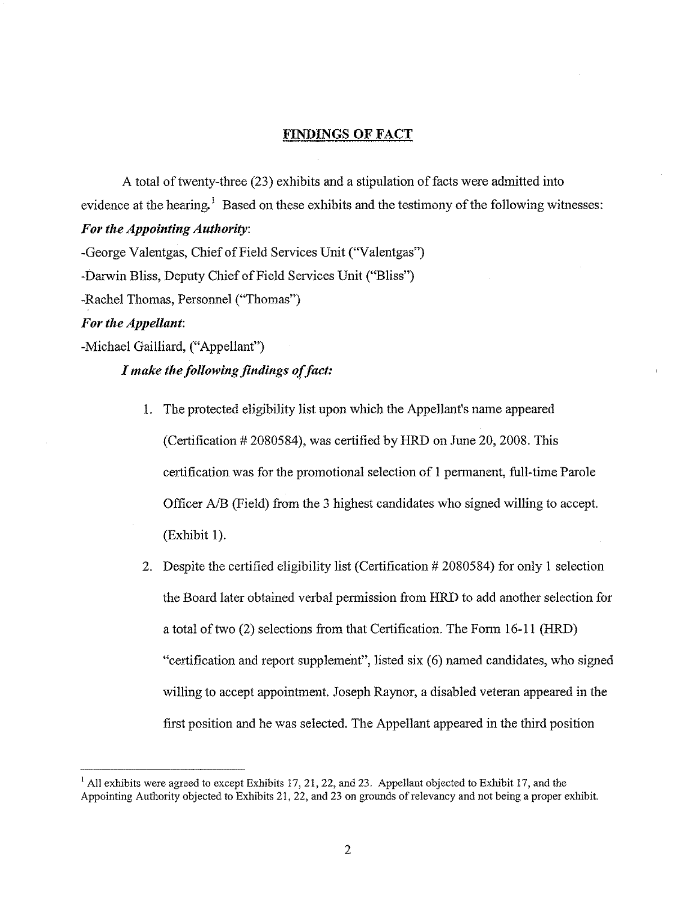## FINDINGS OF FACT

A total of twenty-three (23) exhibits and a stipulation of facts were admitted into evidence at the hearing.[1] Based on these exhibits and the testimony of the following witnesses:

***For the Appointing Authority*:**

-George Valentgas, Chief of Field Services Unit ("Valentgas")

-Darwin Bliss, Deputy Chief of Field Services Unit ("Bliss")

-Rachel Thomas, Personnel ("Thomas")

***For the Appellant*:**

-Michael Gailliard, ("Appellant")

***I make the following findings of fact:***

1. The protected eligibility list upon which the Appellant's name appeared (Certification # 2080584), was certified by HRD on June 20, 2008. This certification was for the promotional selection of 1 permanent, full-time Parole Officer A/B (Field) from the 3 highest candidates who signed willing to accept. (Exhibit 1).

2. Despite the certified eligibility list (Certification # 2080584) for only 1 selection the Board later obtained verbal permission from HRD to add another selection for a total of two (2) selections from that Certification. The Form 16-11 (HRD) "certification and report supplement", listed six (6) named candidates, who signed willing to accept appointment. Joseph Raynor, a disabled veteran appeared in the first position and he was selected. The Appellant appeared in the third position

---

[1] All exhibits were agreed to except Exhibits 17, 21, 22, and 23. Appellant objected to Exhibit 17, and the Appointing Authority objected to Exhibits 21, 22, and 23 on grounds of relevancy and not being a proper exhibit.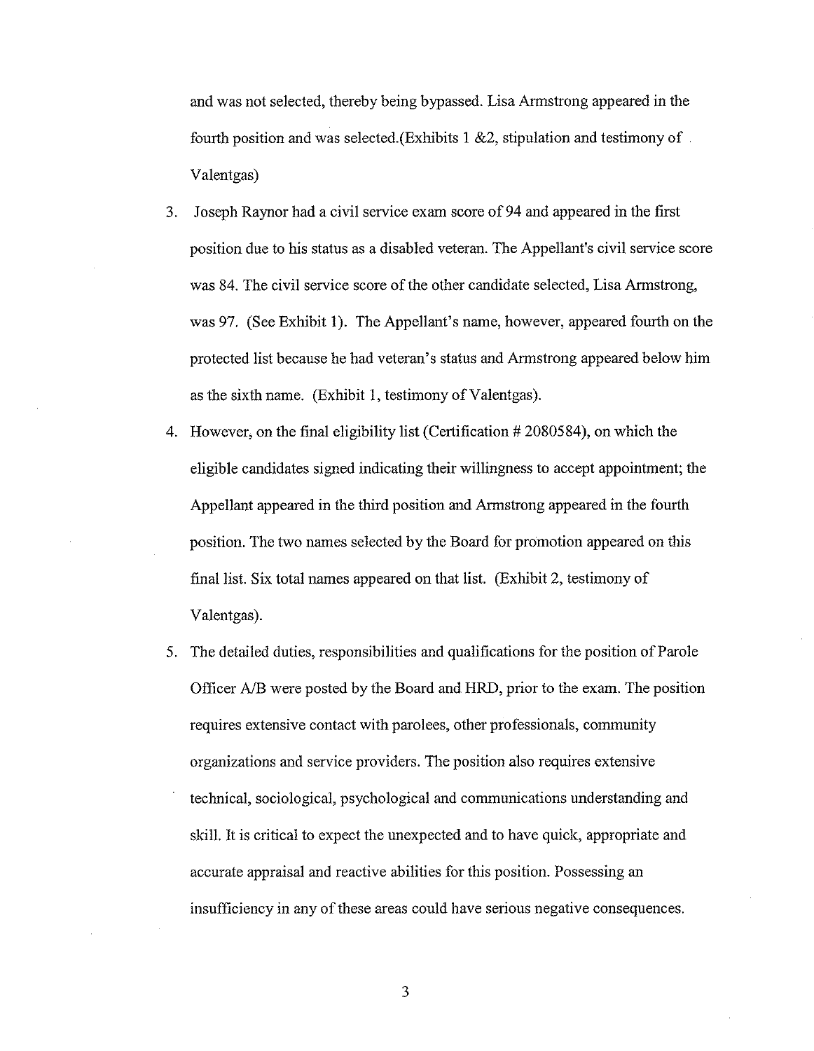and was not selected, thereby being bypassed. Lisa Armstrong appeared in the fourth position and was selected.(Exhibits 1 &2, stipulation and testimony of Valentgas)

3. Joseph Raynor had a civil service exam score of 94 and appeared in the first position due to his status as a disabled veteran. The Appellant's civil service score was 84. The civil service score of the other candidate selected, Lisa Armstrong, was 97. (See Exhibit 1). The Appellant's name, however, appeared fourth on the protected list because he had veteran's status and Armstrong appeared below him as the sixth name. (Exhibit 1, testimony of Valentgas).

4. However, on the final eligibility list (Certification # 2080584), on which the eligible candidates signed indicating their willingness to accept appointment; the Appellant appeared in the third position and Armstrong appeared in the fourth position. The two names selected by the Board for promotion appeared on this final list. Six total names appeared on that list. (Exhibit 2, testimony of Valentgas).

5. The detailed duties, responsibilities and qualifications for the position of Parole Officer A/B were posted by the Board and HRD, prior to the exam. The position requires extensive contact with parolees, other professionals, community organizations and service providers. The position also requires extensive technical, sociological, psychological and communications understanding and skill. It is critical to expect the unexpected and to have quick, appropriate and accurate appraisal and reactive abilities for this position. Possessing an insufficiency in any of these areas could have serious negative consequences.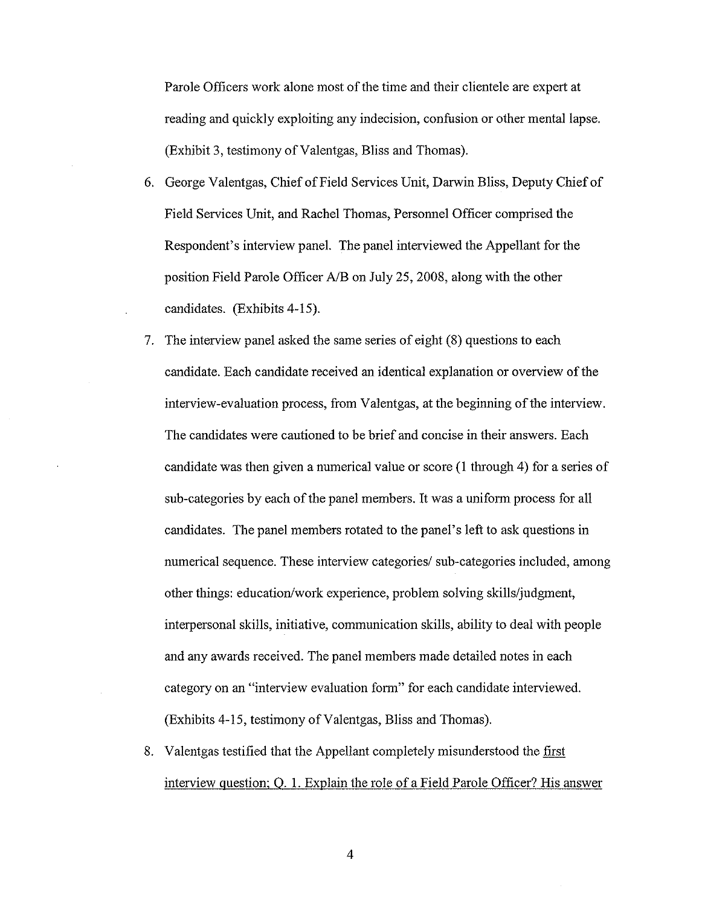Parole Officers work alone most of the time and their clientele are expert at reading and quickly exploiting any indecision, confusion or other mental lapse. (Exhibit 3, testimony of Valentgas, Bliss and Thomas).

6. George Valentgas, Chief of Field Services Unit, Darwin Bliss, Deputy Chief of Field Services Unit, and Rachel Thomas, Personnel Officer comprised the Respondent's interview panel. The panel interviewed the Appellant for the position Field Parole Officer A/B on July 25, 2008, along with the other candidates. (Exhibits 4-15).
7. The interview panel asked the same series of eight (8) questions to each candidate. Each candidate received an identical explanation or overview of the interview-evaluation process, from Valentgas, at the beginning of the interview. The candidates were cautioned to be brief and concise in their answers. Each candidate was then given a numerical value or score (1 through 4) for a series of sub-categories by each of the panel members. It was a uniform process for all candidates. The panel members rotated to the panel's left to ask questions in numerical sequence. These interview categories/ sub-categories included, among other things: education/work experience, problem solving skills/judgment, interpersonal skills, initiative, communication skills, ability to deal with people and any awards received. The panel members made detailed notes in each category on an "interview evaluation form" for each candidate interviewed. (Exhibits 4-15, testimony of Valentgas, Bliss and Thomas).
8. Valentgas testified that the Appellant completely misunderstood the <u>first interview question; Q. 1. Explain the role of a Field Parole Officer? His answer</u>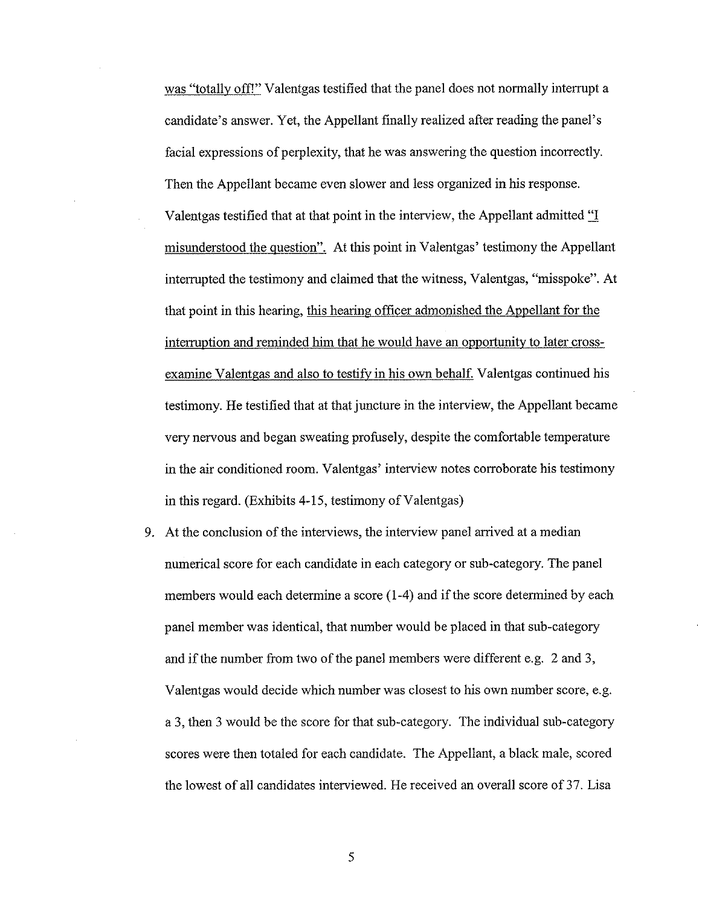was "totally off!" Valentgas testified that the panel does not normally interrupt a candidate's answer. Yet, the Appellant finally realized after reading the panel's facial expressions of perplexity, that he was answering the question incorrectly. Then the Appellant became even slower and less organized in his response. Valentgas testified that at that point in the interview, the Appellant admitted "I misunderstood the question". At this point in Valentgas' testimony the Appellant interrupted the testimony and claimed that the witness, Valentgas, "misspoke". At that point in this hearing, this hearing officer admonished the Appellant for the interruption and reminded him that he would have an opportunity to later cross-examine Valentgas and also to testify in his own behalf. Valentgas continued his testimony. He testified that at that juncture in the interview, the Appellant became very nervous and began sweating profusely, despite the comfortable temperature in the air conditioned room. Valentgas' interview notes corroborate his testimony in this regard. (Exhibits 4-15, testimony of Valentgas)

9. At the conclusion of the interviews, the interview panel arrived at a median numerical score for each candidate in each category or sub-category. The panel members would each determine a score (1-4) and if the score determined by each panel member was identical, that number would be placed in that sub-category and if the number from two of the panel members were different e.g. 2 and 3, Valentgas would decide which number was closest to his own number score, e.g. a 3, then 3 would be the score for that sub-category. The individual sub-category scores were then totaled for each candidate. The Appellant, a black male, scored the lowest of all candidates interviewed. He received an overall score of 37. Lisa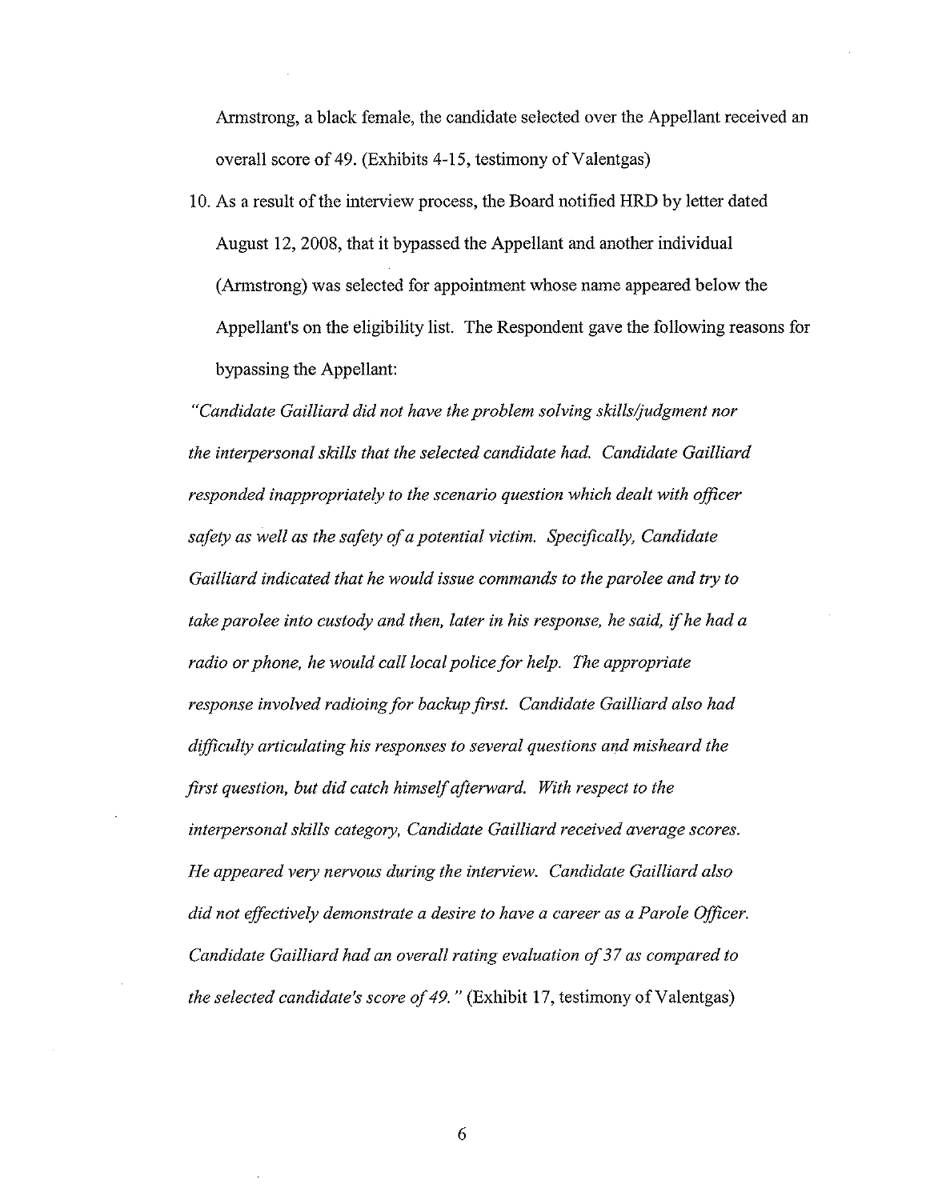Armstrong, a black female, the candidate selected over the Appellant received an overall score of 49. (Exhibits 4-15, testimony of Valentgas)

10. As a result of the interview process, the Board notified HRD by letter dated August 12, 2008, that it bypassed the Appellant and another individual (Armstrong) was selected for appointment whose name appeared below the Appellant's on the eligibility list. The Respondent gave the following reasons for bypassing the Appellant:

*"Candidate Gailliard did not have the problem solving skills/judgment nor the interpersonal skills that the selected candidate had. Candidate Gailliard responded inappropriately to the scenario question which dealt with officer safety as well as the safety of a potential victim. Specifically, Candidate Gailliard indicated that he would issue commands to the parolee and try to take parolee into custody and then, later in his response, he said, if he had a radio or phone, he would call local police for help. The appropriate response involved radioing for backup first. Candidate Gailliard also had difficulty articulating his responses to several questions and misheard the first question, but did catch himself afterward. With respect to the interpersonal skills category, Candidate Gailliard received average scores. He appeared very nervous during the interview. Candidate Gailliard also did not effectively demonstrate a desire to have a career as a Parole Officer. Candidate Gailliard had an overall rating evaluation of 37 as compared to the selected candidate's score of 49."* (Exhibit 17, testimony of Valentgas)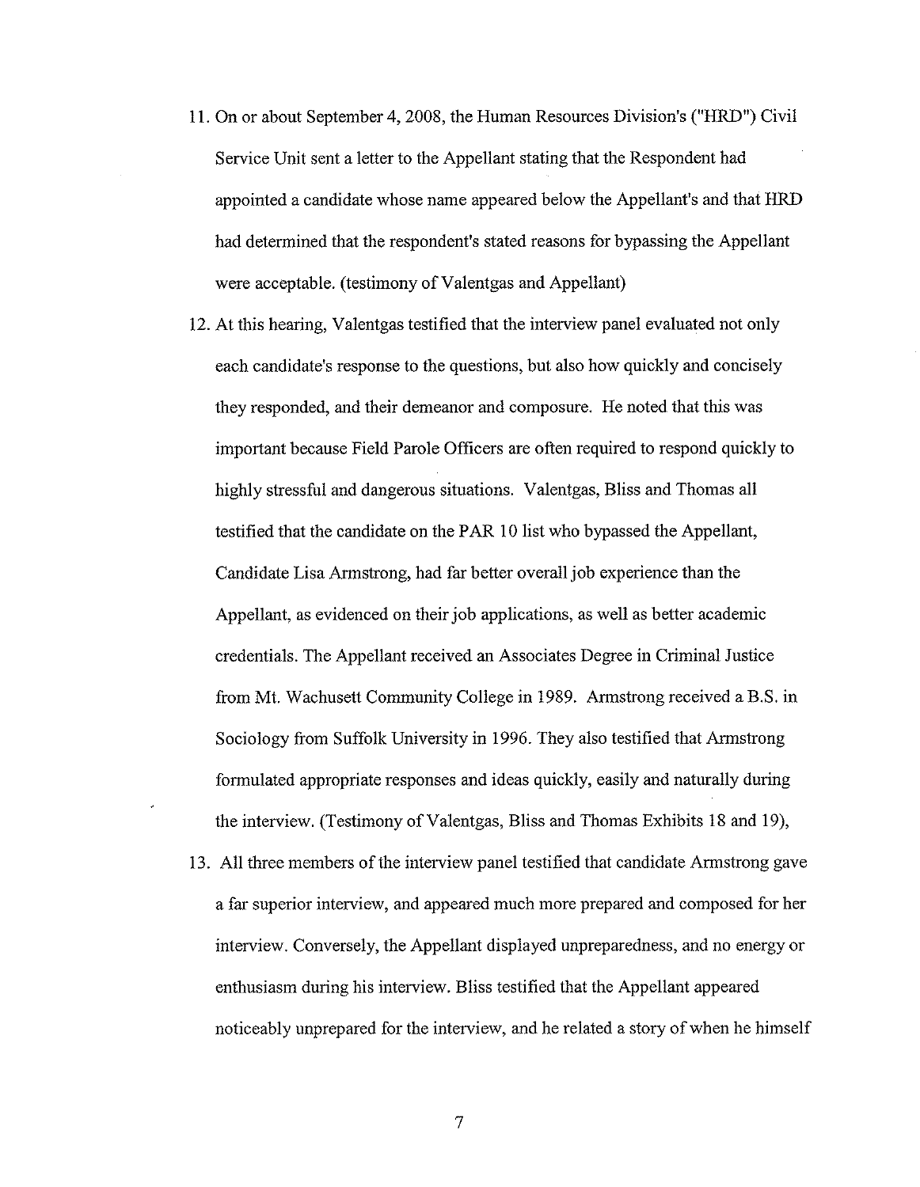11. On or about September 4, 2008, the Human Resources Division's ("HRD") Civil Service Unit sent a letter to the Appellant stating that the Respondent had appointed a candidate whose name appeared below the Appellant's and that HRD had determined that the respondent's stated reasons for bypassing the Appellant were acceptable. (testimony of Valentgas and Appellant)

12. At this hearing, Valentgas testified that the interview panel evaluated not only each candidate's response to the questions, but also how quickly and concisely they responded, and their demeanor and composure. He noted that this was important because Field Parole Officers are often required to respond quickly to highly stressful and dangerous situations. Valentgas, Bliss and Thomas all testified that the candidate on the PAR 10 list who bypassed the Appellant, Candidate Lisa Armstrong, had far better overall job experience than the Appellant, as evidenced on their job applications, as well as better academic credentials. The Appellant received an Associates Degree in Criminal Justice from Mt. Wachusett Community College in 1989. Armstrong received a B.S. in Sociology from Suffolk University in 1996. They also testified that Armstrong formulated appropriate responses and ideas quickly, easily and naturally during the interview. (Testimony of Valentgas, Bliss and Thomas Exhibits 18 and 19),

13. All three members of the interview panel testified that candidate Armstrong gave a far superior interview, and appeared much more prepared and composed for her interview. Conversely, the Appellant displayed unpreparedness, and no energy or enthusiasm during his interview. Bliss testified that the Appellant appeared noticeably unprepared for the interview, and he related a story of when he himself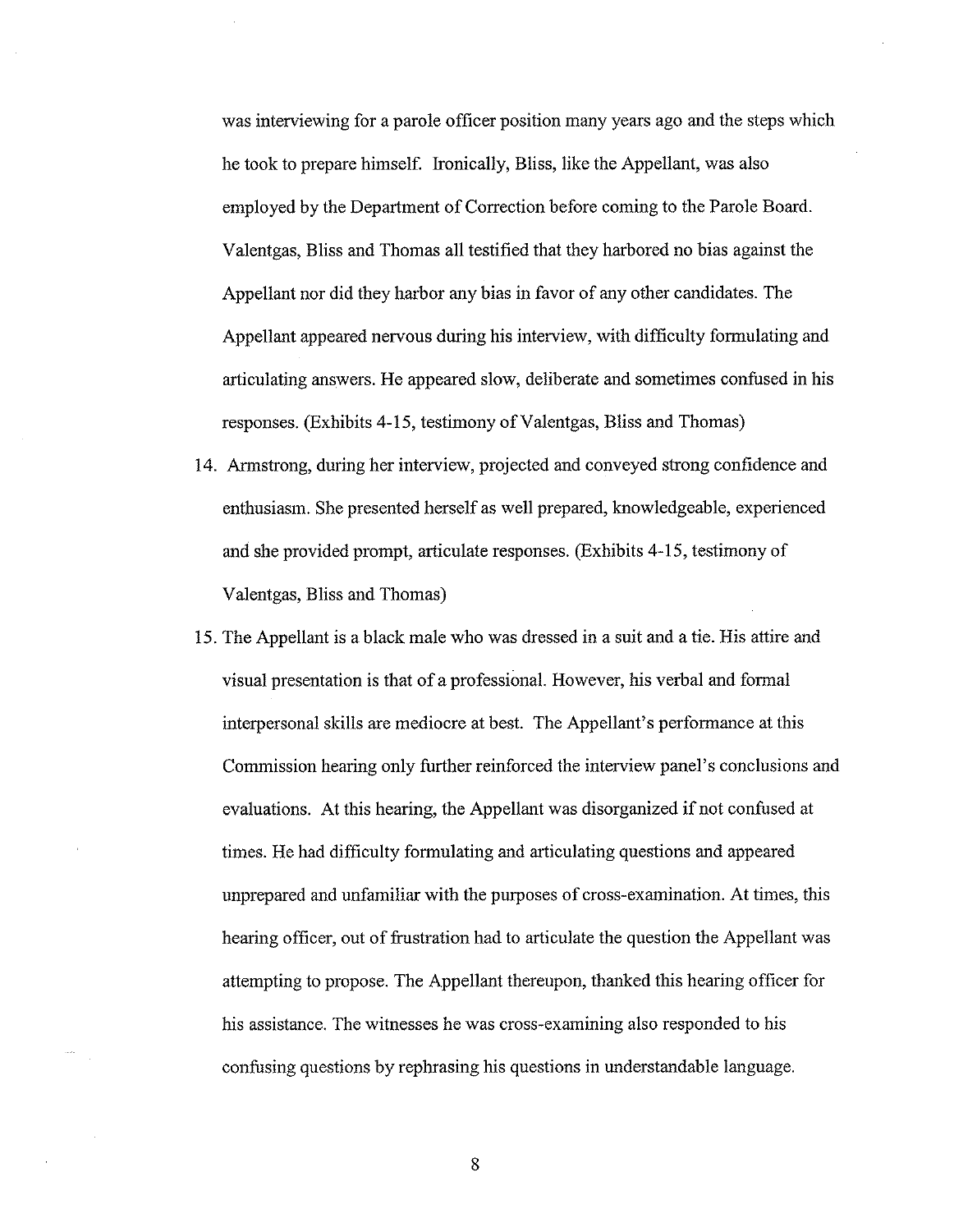was interviewing for a parole officer position many years ago and the steps which he took to prepare himself. Ironically, Bliss, like the Appellant, was also employed by the Department of Correction before coming to the Parole Board. Valentgas, Bliss and Thomas all testified that they harbored no bias against the Appellant nor did they harbor any bias in favor of any other candidates. The Appellant appeared nervous during his interview, with difficulty formulating and articulating answers. He appeared slow, deliberate and sometimes confused in his responses. (Exhibits 4-15, testimony of Valentgas, Bliss and Thomas)

14. Armstrong, during her interview, projected and conveyed strong confidence and enthusiasm. She presented herself as well prepared, knowledgeable, experienced and she provided prompt, articulate responses. (Exhibits 4-15, testimony of Valentgas, Bliss and Thomas)

15. The Appellant is a black male who was dressed in a suit and a tie. His attire and visual presentation is that of a professional. However, his verbal and formal interpersonal skills are mediocre at best. The Appellant's performance at this Commission hearing only further reinforced the interview panel's conclusions and evaluations. At this hearing, the Appellant was disorganized if not confused at times. He had difficulty formulating and articulating questions and appeared unprepared and unfamiliar with the purposes of cross-examination. At times, this hearing officer, out of frustration had to articulate the question the Appellant was attempting to propose. The Appellant thereupon, thanked this hearing officer for his assistance. The witnesses he was cross-examining also responded to his confusing questions by rephrasing his questions in understandable language.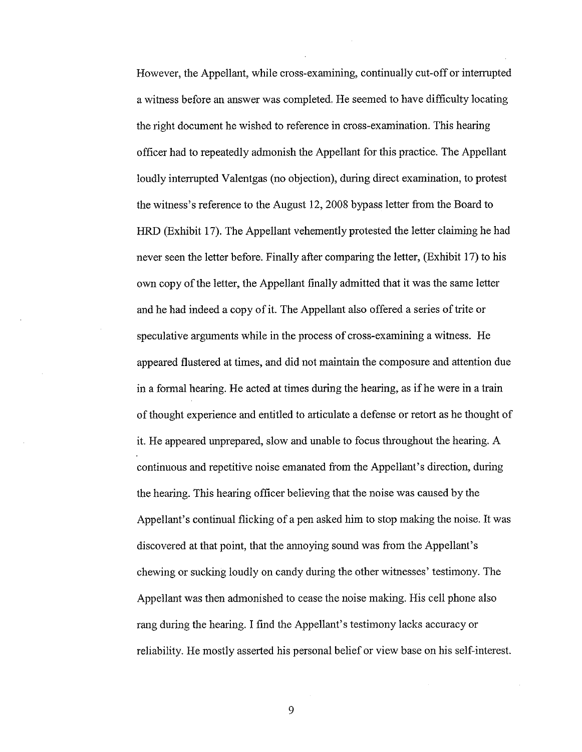However, the Appellant, while cross-examining, continually cut-off or interrupted a witness before an answer was completed. He seemed to have difficulty locating the right document he wished to reference in cross-examination. This hearing officer had to repeatedly admonish the Appellant for this practice. The Appellant loudly interrupted Valentgas (no objection), during direct examination, to protest the witness's reference to the August 12, 2008 bypass letter from the Board to HRD (Exhibit 17). The Appellant vehemently protested the letter claiming he had never seen the letter before. Finally after comparing the letter, (Exhibit 17) to his own copy of the letter, the Appellant finally admitted that it was the same letter and he had indeed a copy of it. The Appellant also offered a series of trite or speculative arguments while in the process of cross-examining a witness. He appeared flustered at times, and did not maintain the composure and attention due in a formal hearing. He acted at times during the hearing, as if he were in a train of thought experience and entitled to articulate a defense or retort as he thought of it. He appeared unprepared, slow and unable to focus throughout the hearing. A continuous and repetitive noise emanated from the Appellant's direction, during the hearing. This hearing officer believing that the noise was caused by the Appellant's continual flicking of a pen asked him to stop making the noise. It was discovered at that point, that the annoying sound was from the Appellant's chewing or sucking loudly on candy during the other witnesses' testimony. The Appellant was then admonished to cease the noise making. His cell phone also rang during the hearing. I find the Appellant's testimony lacks accuracy or reliability. He mostly asserted his personal belief or view base on his self-interest.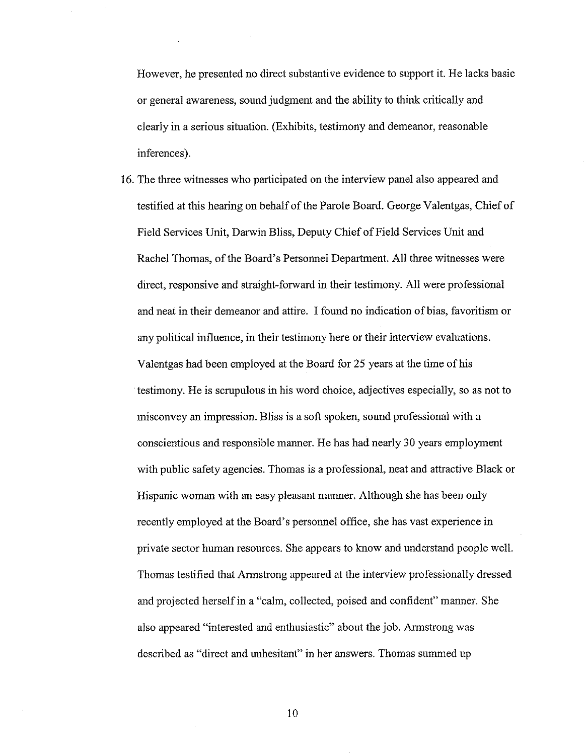However, he presented no direct substantive evidence to support it. He lacks basic or general awareness, sound judgment and the ability to think critically and clearly in a serious situation. (Exhibits, testimony and demeanor, reasonable inferences).

16. The three witnesses who participated on the interview panel also appeared and testified at this hearing on behalf of the Parole Board. George Valentgas, Chief of Field Services Unit, Darwin Bliss, Deputy Chief of Field Services Unit and Rachel Thomas, of the Board's Personnel Department. All three witnesses were direct, responsive and straight-forward in their testimony. All were professional and neat in their demeanor and attire. I found no indication of bias, favoritism or any political influence, in their testimony here or their interview evaluations. Valentgas had been employed at the Board for 25 years at the time of his testimony. He is scrupulous in his word choice, adjectives especially, so as not to misconvey an impression. Bliss is a soft spoken, sound professional with a conscientious and responsible manner. He has had nearly 30 years employment with public safety agencies. Thomas is a professional, neat and attractive Black or Hispanic woman with an easy pleasant manner. Although she has been only recently employed at the Board's personnel office, she has vast experience in private sector human resources. She appears to know and understand people well. Thomas testified that Armstrong appeared at the interview professionally dressed and projected herself in a "calm, collected, poised and confident" manner. She also appeared "interested and enthusiastic" about the job. Armstrong was described as "direct and unhesitant" in her answers. Thomas summed up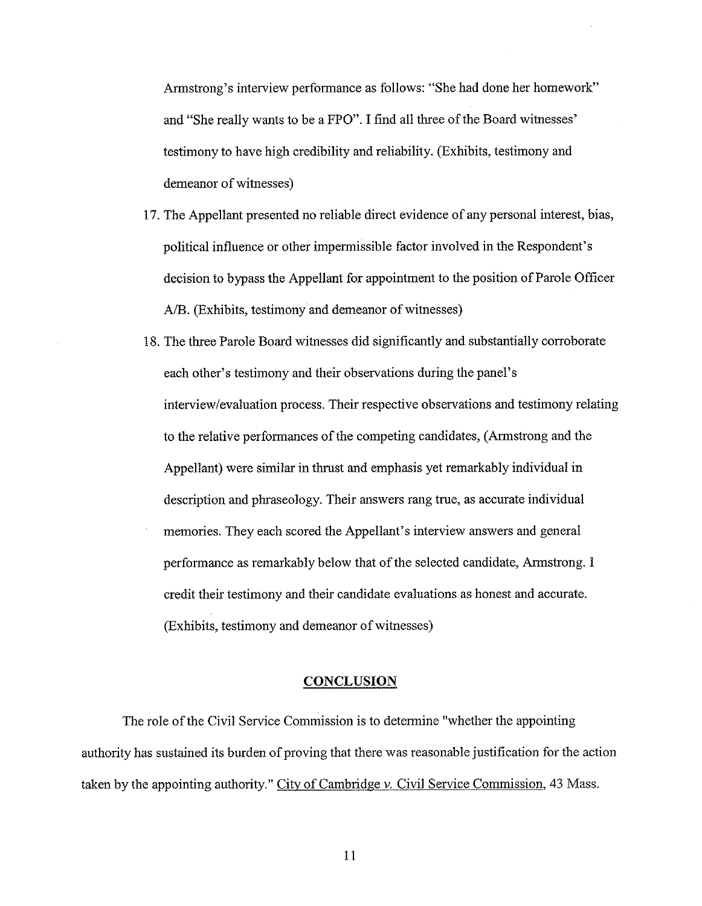Armstrong's interview performance as follows: "She had done her homework" and "She really wants to be a FPO". I find all three of the Board witnesses' testimony to have high credibility and reliability. (Exhibits, testimony and demeanor of witnesses)

17. The Appellant presented no reliable direct evidence of any personal interest, bias, political influence or other impermissible factor involved in the Respondent's decision to bypass the Appellant for appointment to the position of Parole Officer A/B. (Exhibits, testimony and demeanor of witnesses)

18. The three Parole Board witnesses did significantly and substantially corroborate each other's testimony and their observations during the panel's interview/evaluation process. Their respective observations and testimony relating to the relative performances of the competing candidates, (Armstrong and the Appellant) were similar in thrust and emphasis yet remarkably individual in description and phraseology. Their answers rang true, as accurate individual memories. They each scored the Appellant's interview answers and general performance as remarkably below that of the selected candidate, Armstrong. I credit their testimony and their candidate evaluations as honest and accurate. (Exhibits, testimony and demeanor of witnesses)

## CONCLUSION

The role of the Civil Service Commission is to determine "whether the appointing authority has sustained its burden of proving that there was reasonable justification for the action taken by the appointing authority." City of Cambridge v. Civil Service Commission, 43 Mass.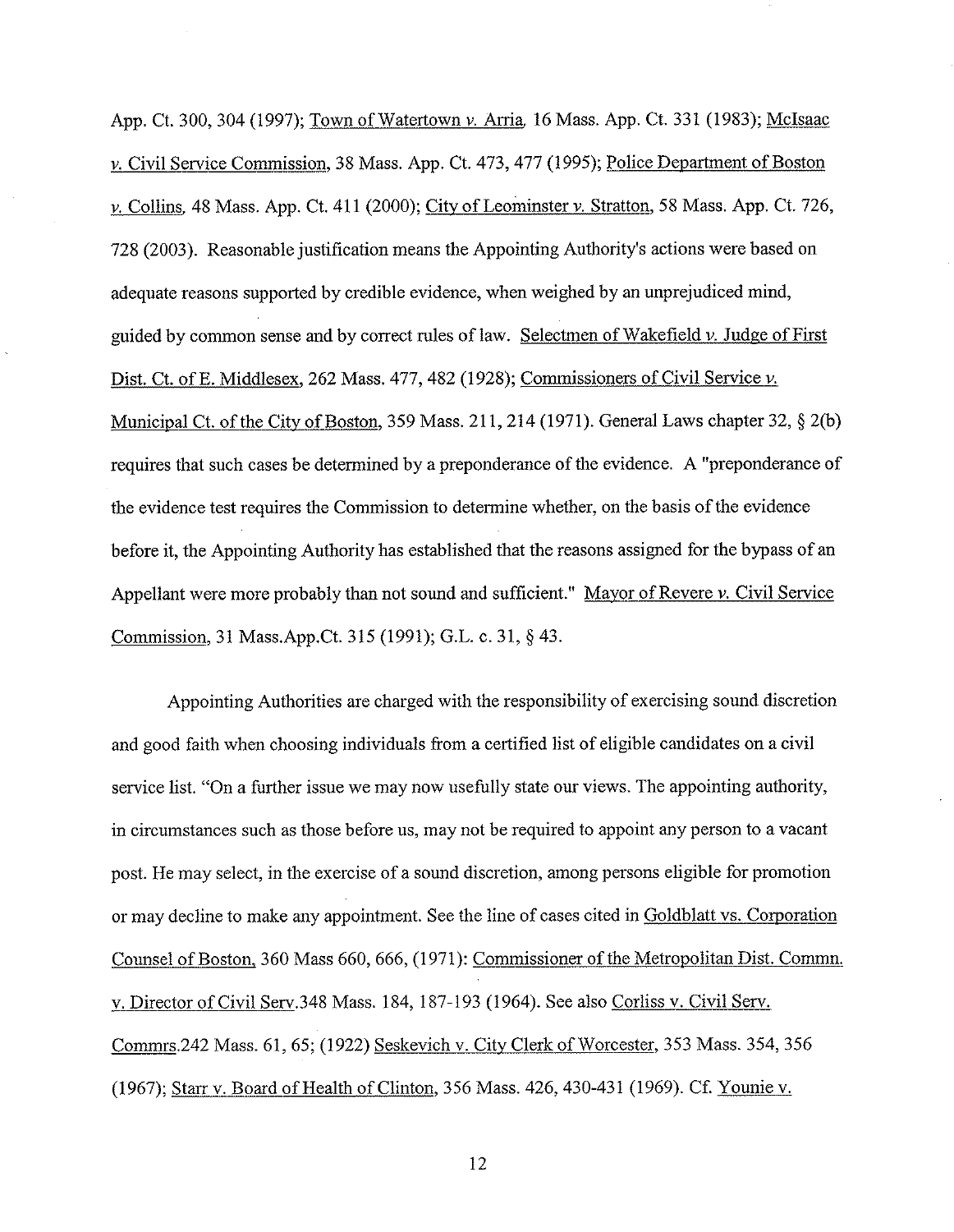App. Ct. 300, 304 (1997); Town of Watertown v. Arria, 16 Mass. App. Ct. 331 (1983); McIsaac v. Civil Service Commission, 38 Mass. App. Ct. 473, 477 (1995); Police Department of Boston v. Collins, 48 Mass. App. Ct. 411 (2000); City of Leominster v. Stratton, 58 Mass. App. Ct. 726, 728 (2003). Reasonable justification means the Appointing Authority's actions were based on adequate reasons supported by credible evidence, when weighed by an unprejudiced mind, guided by common sense and by correct rules of law. Selectmen of Wakefield v. Judge of First Dist. Ct. of E. Middlesex, 262 Mass. 477, 482 (1928); Commissioners of Civil Service v. Municipal Ct. of the City of Boston, 359 Mass. 211, 214 (1971). General Laws chapter 32, § 2(b) requires that such cases be determined by a preponderance of the evidence. A "preponderance of the evidence test requires the Commission to determine whether, on the basis of the evidence before it, the Appointing Authority has established that the reasons assigned for the bypass of an Appellant were more probably than not sound and sufficient." Mayor of Revere v. Civil Service Commission, 31 Mass.App.Ct. 315 (1991); G.L. c. 31, § 43.

Appointing Authorities are charged with the responsibility of exercising sound discretion and good faith when choosing individuals from a certified list of eligible candidates on a civil service list. "On a further issue we may now usefully state our views. The appointing authority, in circumstances such as those before us, may not be required to appoint any person to a vacant post. He may select, in the exercise of a sound discretion, among persons eligible for promotion or may decline to make any appointment. See the line of cases cited in Goldblatt vs. Corporation Counsel of Boston, 360 Mass 660, 666, (1971): Commissioner of the Metropolitan Dist. Commn. v. Director of Civil Serv.348 Mass. 184, 187-193 (1964). See also Corliss v. Civil Serv. Commrs.242 Mass. 61, 65; (1922) Seskevich v. City Clerk of Worcester, 353 Mass. 354, 356 (1967); Starr v. Board of Health of Clinton, 356 Mass. 426, 430-431 (1969). Cf. Younie v.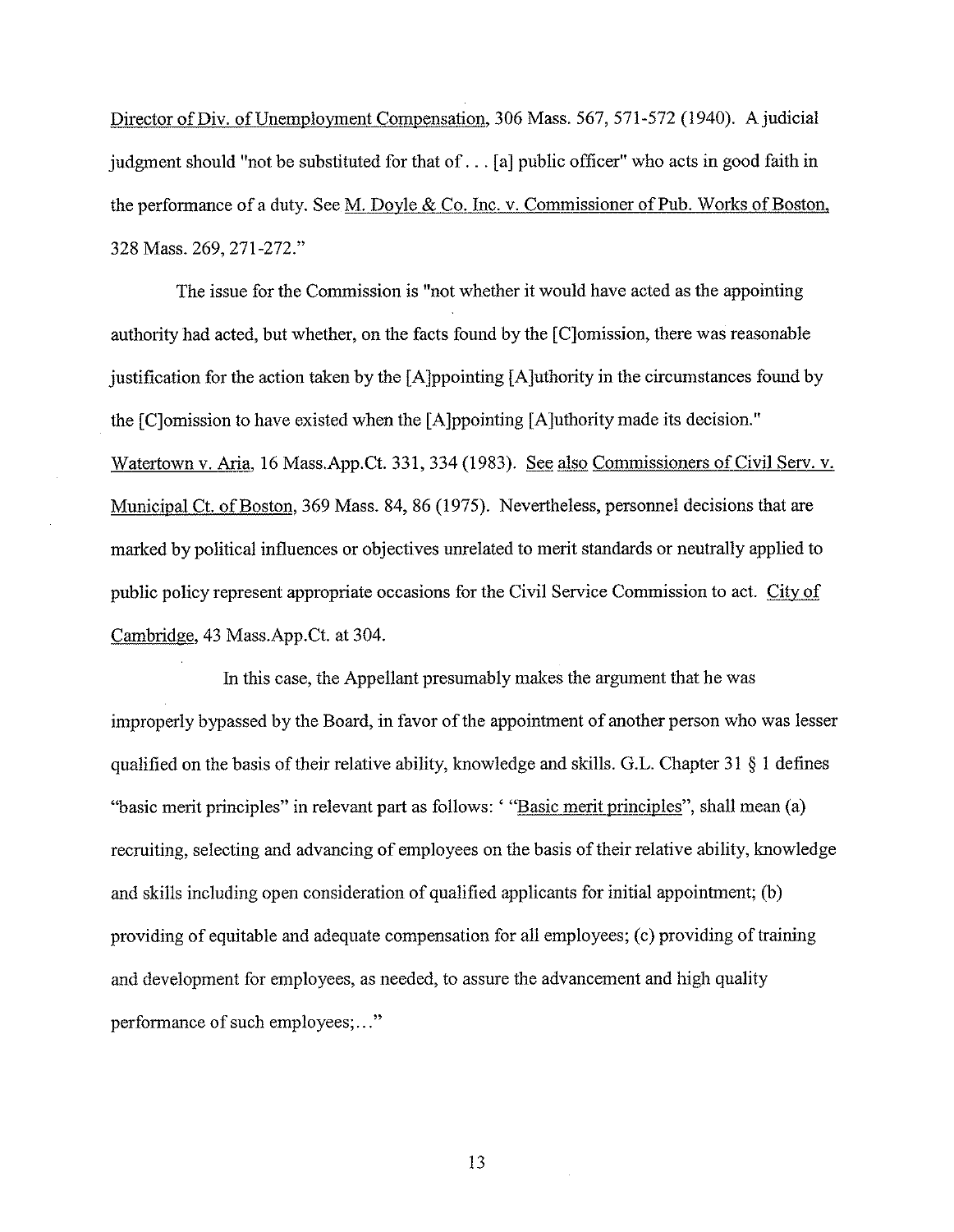Director of Div. of Unemployment Compensation, 306 Mass. 567, 571-572 (1940). A judicial judgment should "not be substituted for that of . . . [a] public officer" who acts in good faith in the performance of a duty. See M. Doyle & Co. Inc. v. Commissioner of Pub. Works of Boston, 328 Mass. 269, 271-272."

The issue for the Commission is "not whether it would have acted as the appointing authority had acted, but whether, on the facts found by the [C]omission, there was reasonable justification for the action taken by the [A]ppointing [A]uthority in the circumstances found by the [C]omission to have existed when the [A]ppointing [A]uthority made its decision." Watertown v. Aria, 16 Mass.App.Ct. 331, 334 (1983). See also Commissioners of Civil Serv. v. Municipal Ct. of Boston, 369 Mass. 84, 86 (1975). Nevertheless, personnel decisions that are marked by political influences or objectives unrelated to merit standards or neutrally applied to public policy represent appropriate occasions for the Civil Service Commission to act. City of Cambridge, 43 Mass.App.Ct. at 304.

In this case, the Appellant presumably makes the argument that he was improperly bypassed by the Board, in favor of the appointment of another person who was lesser qualified on the basis of their relative ability, knowledge and skills. G.L. Chapter 31 § 1 defines "basic merit principles" in relevant part as follows: ' "Basic merit principles", shall mean (a) recruiting, selecting and advancing of employees on the basis of their relative ability, knowledge and skills including open consideration of qualified applicants for initial appointment; (b) providing of equitable and adequate compensation for all employees; (c) providing of training and development for employees, as needed, to assure the advancement and high quality performance of such employees;..."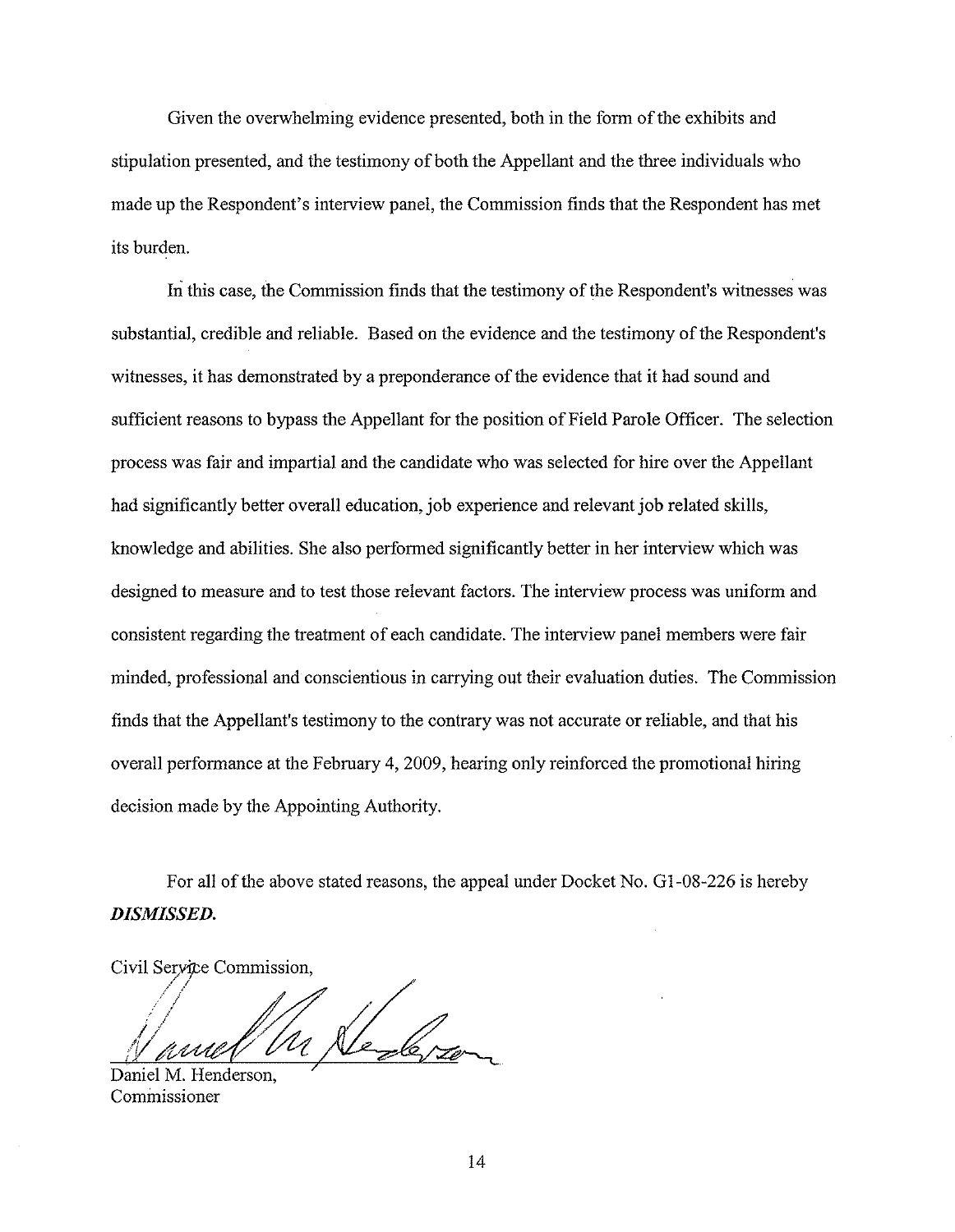Given the overwhelming evidence presented, both in the form of the exhibits and stipulation presented, and the testimony of both the Appellant and the three individuals who made up the Respondent's interview panel, the Commission finds that the Respondent has met its burden.

In this case, the Commission finds that the testimony of the Respondent's witnesses was substantial, credible and reliable. Based on the evidence and the testimony of the Respondent's witnesses, it has demonstrated by a preponderance of the evidence that it had sound and sufficient reasons to bypass the Appellant for the position of Field Parole Officer. The selection process was fair and impartial and the candidate who was selected for hire over the Appellant had significantly better overall education, job experience and relevant job related skills, knowledge and abilities. She also performed significantly better in her interview which was designed to measure and to test those relevant factors. The interview process was uniform and consistent regarding the treatment of each candidate. The interview panel members were fair minded, professional and conscientious in carrying out their evaluation duties. The Commission finds that the Appellant's testimony to the contrary was not accurate or reliable, and that his overall performance at the February 4, 2009, hearing only reinforced the promotional hiring decision made by the Appointing Authority.

For all of the above stated reasons, the appeal under Docket No. G1-08-226 is hereby ***DISMISSED.***

Civil Service Commission,

Daniel M. Henderson,
Commissioner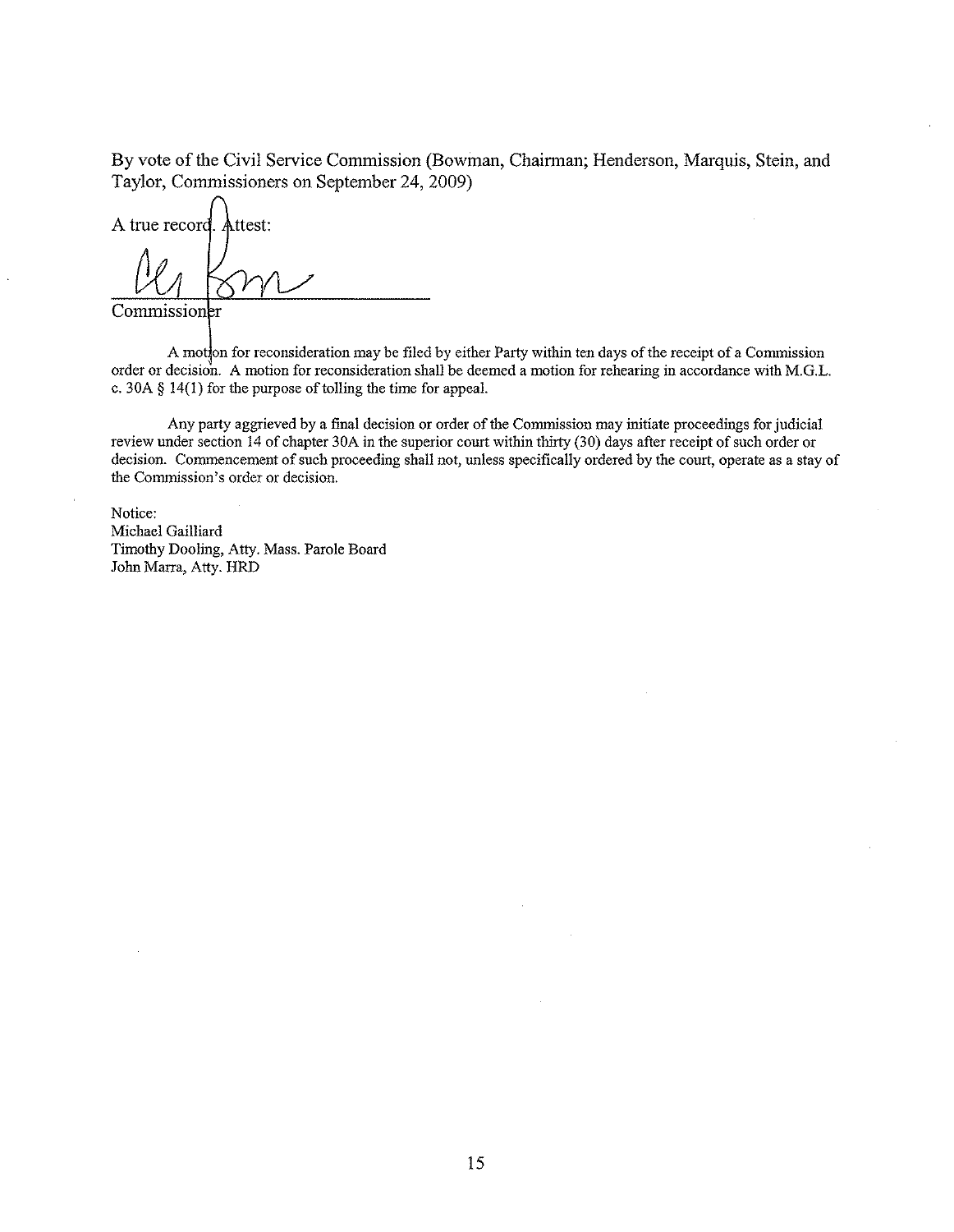By vote of the Civil Service Commission (Bowman, Chairman; Henderson, Marquis, Stein, and Taylor, Commissioners on September 24, 2009)

A true record. Attest:

Commissioner

A motion for reconsideration may be filed by either Party within ten days of the receipt of a Commission order or decision. A motion for reconsideration shall be deemed a motion for rehearing in accordance with M.G.L. c. 30A § 14(1) for the purpose of tolling the time for appeal.

Any party aggrieved by a final decision or order of the Commission may initiate proceedings for judicial review under section 14 of chapter 30A in the superior court within thirty (30) days after receipt of such order or decision. Commencement of such proceeding shall not, unless specifically ordered by the court, operate as a stay of the Commission's order or decision.

Notice:
Michael Gailliard
Timothy Dooling, Atty. Mass. Parole Board
John Marra, Atty. HRD